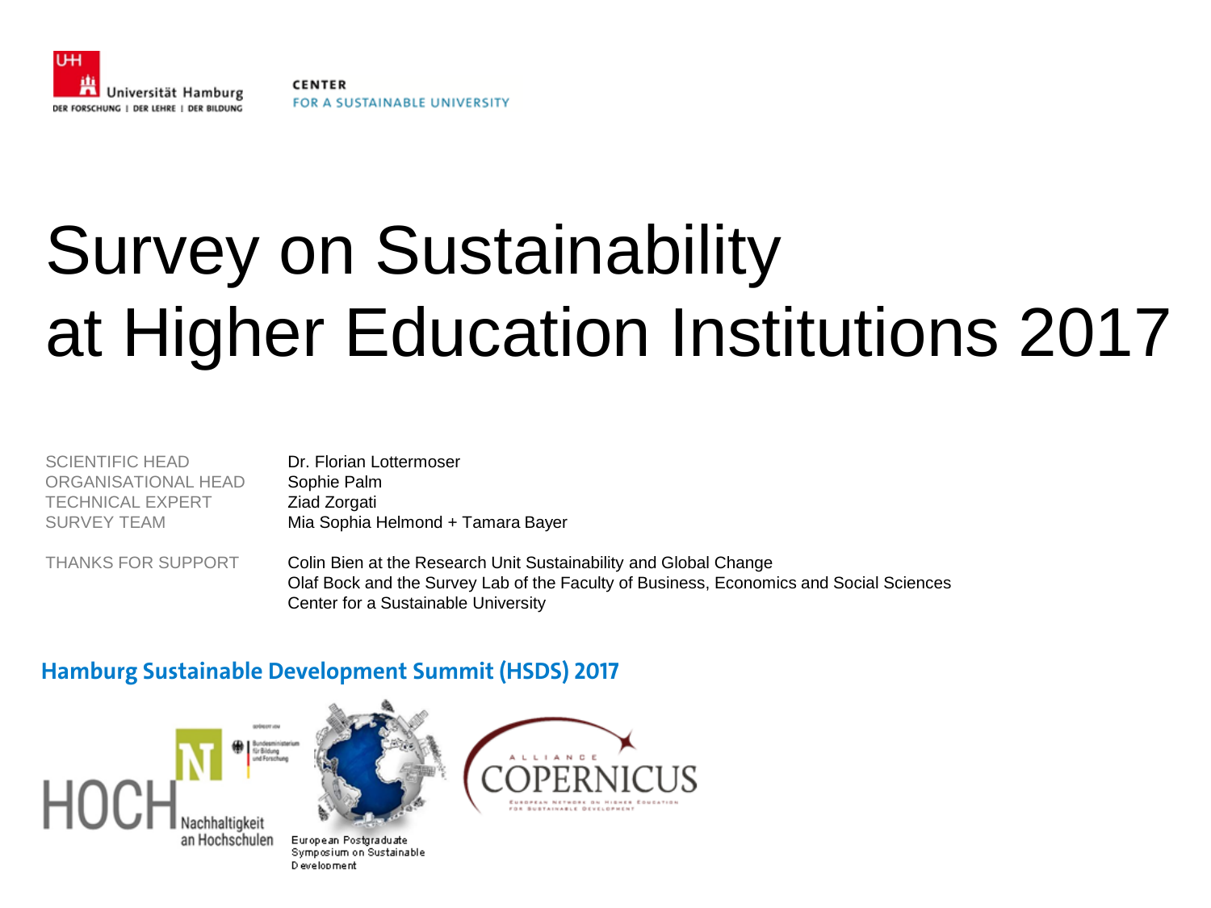Universität Hamburg
DER FORSCHUNG | DER LEHRE | DER BILDUNG

CENTER
FOR A SUSTAINABLE UNIVERSITY

# Survey on Sustainability at Higher Education Institutions 2017

| | |
|---|---|
| SCIENTIFIC HEAD | Dr. Florian Lottermoser |
| ORGANISATIONAL HEAD | Sophie Palm |
| TECHNICAL EXPERT | Ziad Zorgati |
| SURVEY TEAM | Mia Sophia Helmond + Tamara Bayer |
| THANKS FOR SUPPORT | Colin Bien at the Research Unit Sustainability and Global Change<br>Olaf Bock and the Survey Lab of the Faculty of Business, Economics and Social Sciences<br>Center for a Sustainable University |

**Hamburg Sustainable Development Summit (HSDS) 2017**

HOCH N Nachhaltigkeit an Hochschulen

European Postgraduate Symposium on Sustainable Development

ALLIANCE COPERNICUS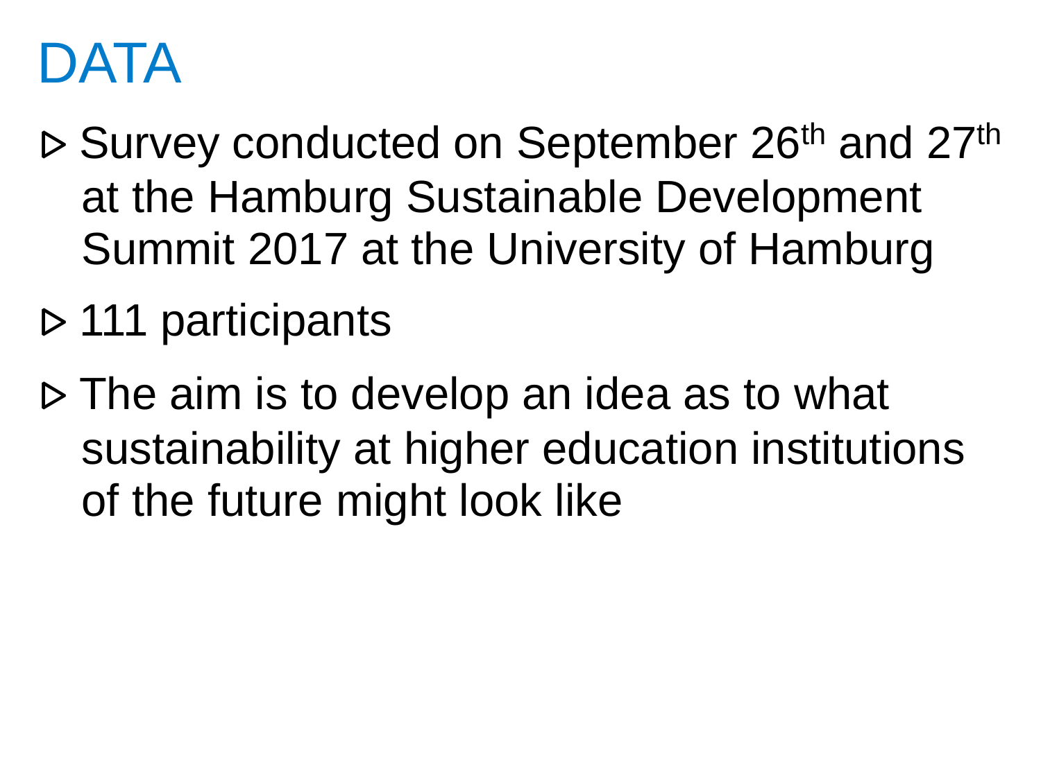# DATA

- Survey conducted on September 26th and 27th at the Hamburg Sustainable Development Summit 2017 at the University of Hamburg
- 111 participants
- The aim is to develop an idea as to what sustainability at higher education institutions of the future might look like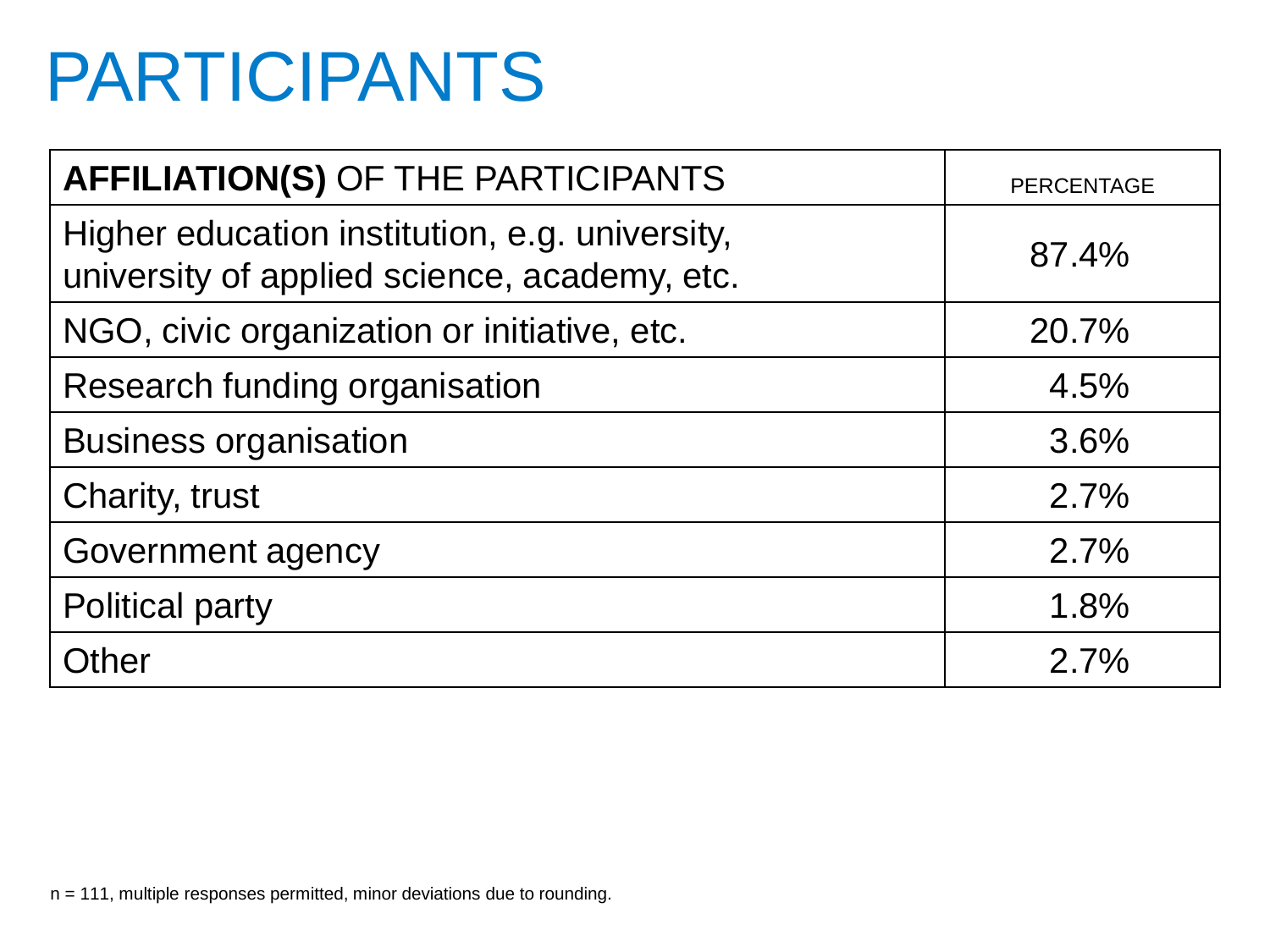# PARTICIPANTS

| **AFFILIATION(S)** OF THE PARTICIPANTS | PERCENTAGE |
|---|---|
| Higher education institution, e.g. university, university of applied science, academy, etc. | 87.4% |
| NGO, civic organization or initiative, etc. | 20.7% |
| Research funding organisation | 4.5% |
| Business organisation | 3.6% |
| Charity, trust | 2.7% |
| Government agency | 2.7% |
| Political party | 1.8% |
| Other | 2.7% |

n = 111, multiple responses permitted, minor deviations due to rounding.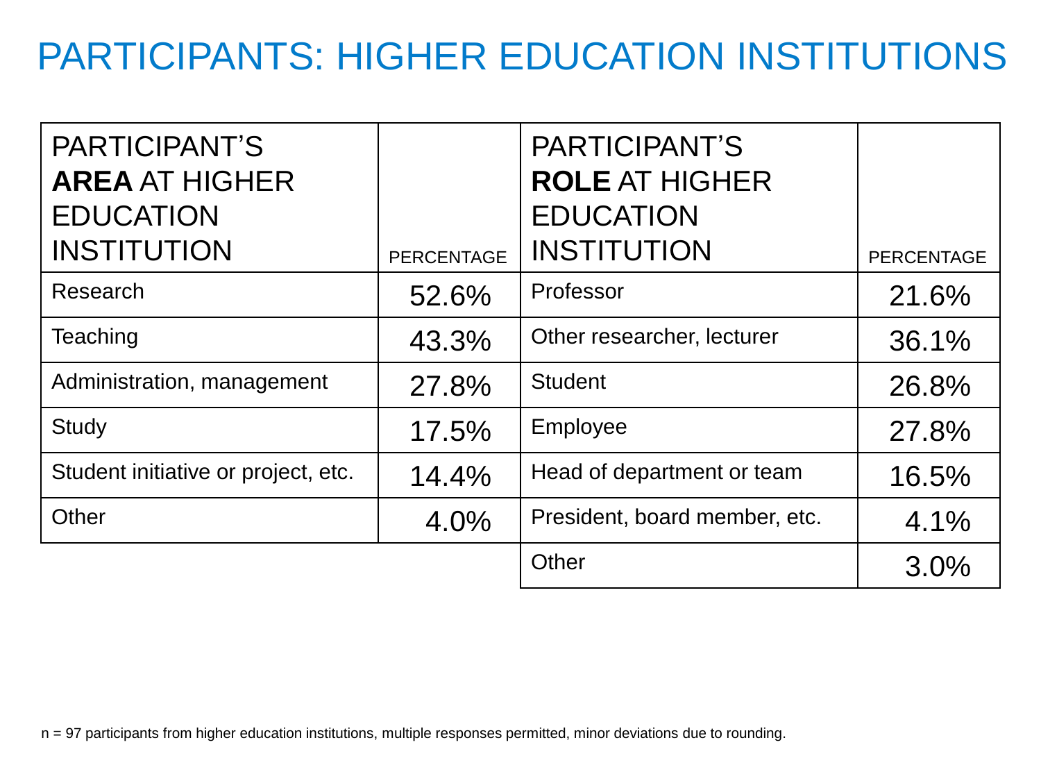# PARTICIPANTS: HIGHER EDUCATION INSTITUTIONS

| PARTICIPANT'S **AREA** AT HIGHER EDUCATION INSTITUTION | PERCENTAGE |
|---|---|
| Research | 52.6% |
| Teaching | 43.3% |
| Administration, management | 27.8% |
| Study | 17.5% |
| Student initiative or project, etc. | 14.4% |
| Other | 4.0% |

| PARTICIPANT'S **ROLE** AT HIGHER EDUCATION INSTITUTION | PERCENTAGE |
|---|---|
| Professor | 21.6% |
| Other researcher, lecturer | 36.1% |
| Student | 26.8% |
| Employee | 27.8% |
| Head of department or team | 16.5% |
| President, board member, etc. | 4.1% |
| Other | 3.0% |

n = 97 participants from higher education institutions, multiple responses permitted, minor deviations due to rounding.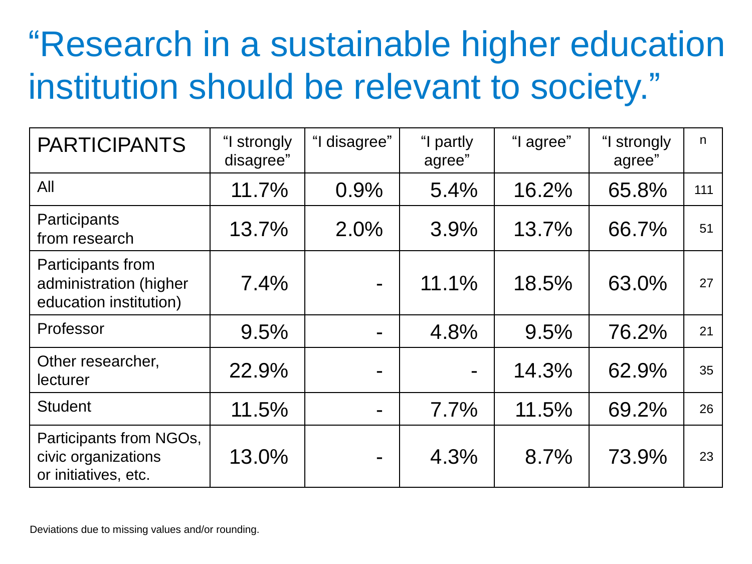# “Research in a sustainable higher education institution should be relevant to society.”

| PARTICIPANTS | “I strongly disagree” | “I disagree” | “I partly agree” | “I agree” | “I strongly agree” | n |
|---|---|---|---|---|---|---|
| All | 11.7% | 0.9% | 5.4% | 16.2% | 65.8% | 111 |
| Participants from research | 13.7% | 2.0% | 3.9% | 13.7% | 66.7% | 51 |
| Participants from administration (higher education institution) | 7.4% | - | 11.1% | 18.5% | 63.0% | 27 |
| Professor | 9.5% | - | 4.8% | 9.5% | 76.2% | 21 |
| Other researcher, lecturer | 22.9% | - | - | 14.3% | 62.9% | 35 |
| Student | 11.5% | - | 7.7% | 11.5% | 69.2% | 26 |
| Participants from NGOs, civic organizations or initiatives, etc. | 13.0% | - | 4.3% | 8.7% | 73.9% | 23 |

Deviations due to missing values and/or rounding.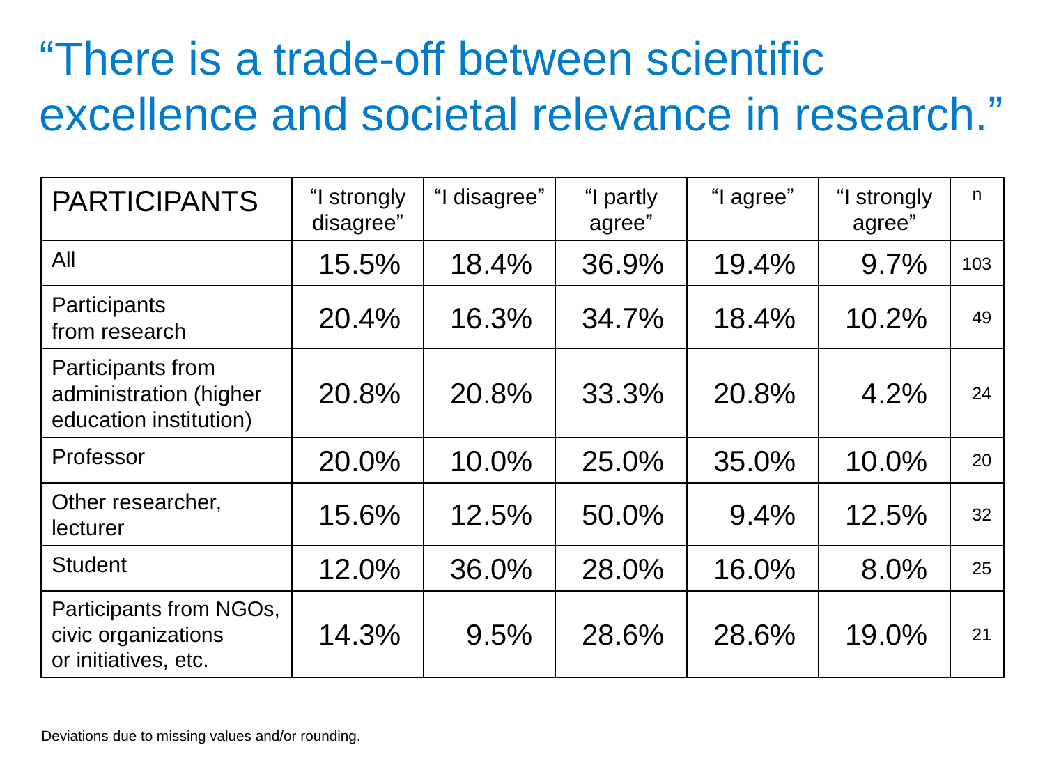# “There is a trade-off between scientific excellence and societal relevance in research.”

| PARTICIPANTS | “I strongly disagree” | “I disagree” | “I partly agree” | “I agree” | “I strongly agree” | n |
|---|---|---|---|---|---|---|
| All | 15.5% | 18.4% | 36.9% | 19.4% | 9.7% | 103 |
| Participants from research | 20.4% | 16.3% | 34.7% | 18.4% | 10.2% | 49 |
| Participants from administration (higher education institution) | 20.8% | 20.8% | 33.3% | 20.8% | 4.2% | 24 |
| Professor | 20.0% | 10.0% | 25.0% | 35.0% | 10.0% | 20 |
| Other researcher, lecturer | 15.6% | 12.5% | 50.0% | 9.4% | 12.5% | 32 |
| Student | 12.0% | 36.0% | 28.0% | 16.0% | 8.0% | 25 |
| Participants from NGOs, civic organizations or initiatives, etc. | 14.3% | 9.5% | 28.6% | 28.6% | 19.0% | 21 |

Deviations due to missing values and/or rounding.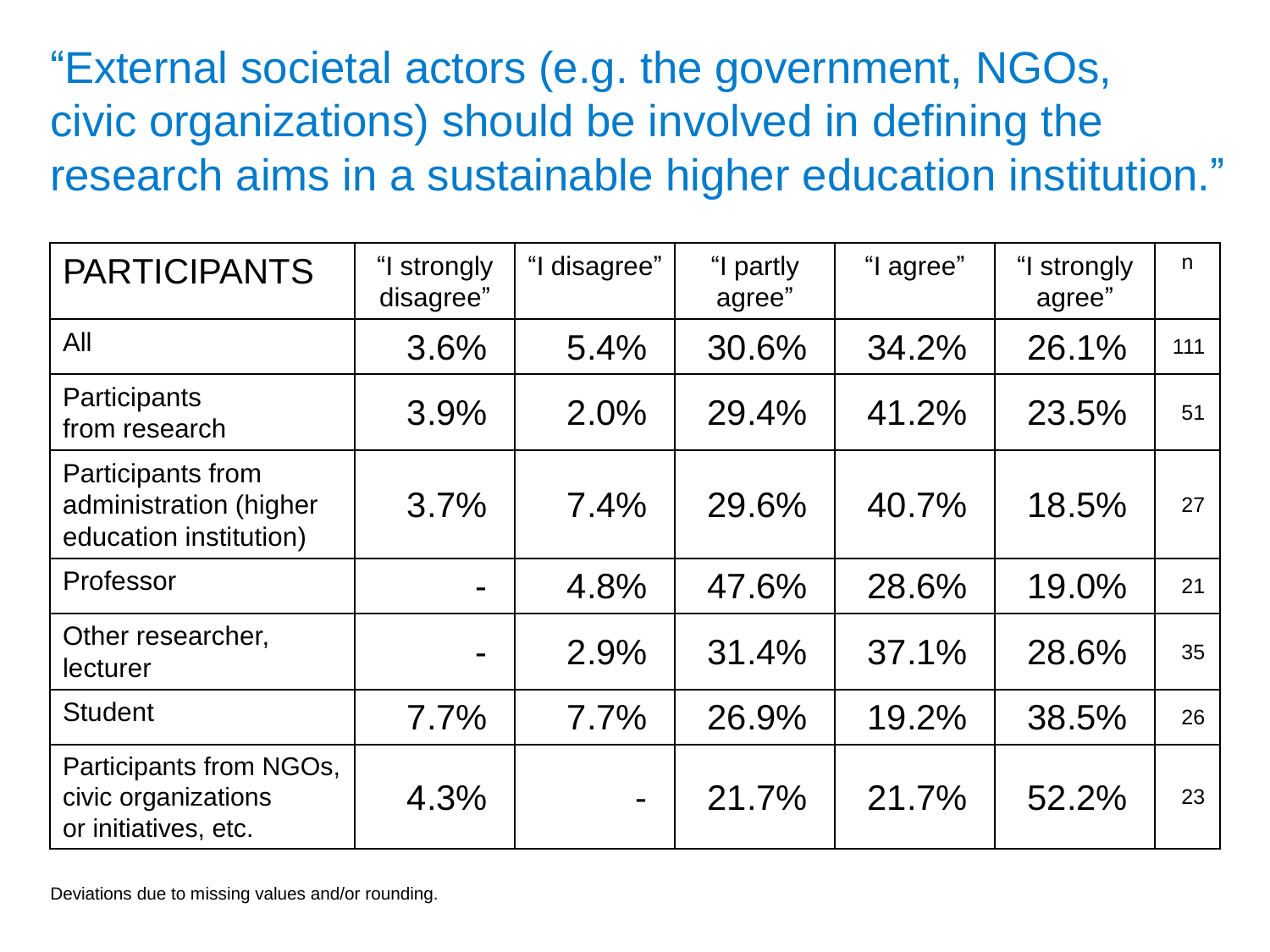# "External societal actors (e.g. the government, NGOs, civic organizations) should be involved in defining the research aims in a sustainable higher education institution."

| PARTICIPANTS | "I strongly disagree" | "I disagree" | "I partly agree" | "I agree" | "I strongly agree" | n |
|---|---|---|---|---|---|---|
| All | 3.6% | 5.4% | 30.6% | 34.2% | 26.1% | 111 |
| Participants from research | 3.9% | 2.0% | 29.4% | 41.2% | 23.5% | 51 |
| Participants from administration (higher education institution) | 3.7% | 7.4% | 29.6% | 40.7% | 18.5% | 27 |
| Professor | - | 4.8% | 47.6% | 28.6% | 19.0% | 21 |
| Other researcher, lecturer | - | 2.9% | 31.4% | 37.1% | 28.6% | 35 |
| Student | 7.7% | 7.7% | 26.9% | 19.2% | 38.5% | 26 |
| Participants from NGOs, civic organizations or initiatives, etc. | 4.3% | - | 21.7% | 21.7% | 52.2% | 23 |

Deviations due to missing values and/or rounding.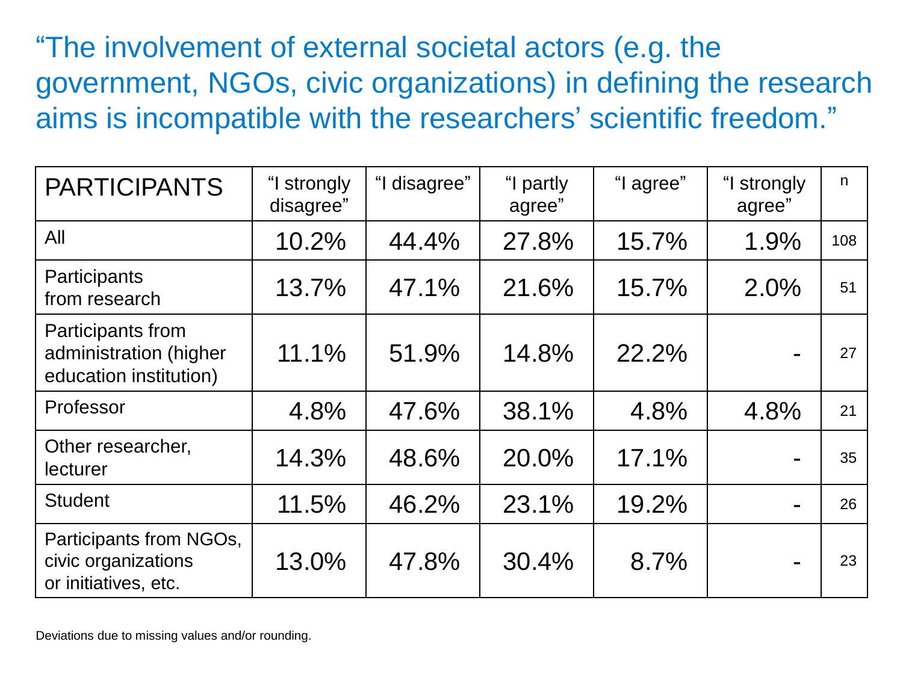# “The involvement of external societal actors (e.g. the government, NGOs, civic organizations) in defining the research aims is incompatible with the researchers’ scientific freedom.”

| PARTICIPANTS | “I strongly disagree” | “I disagree” | “I partly agree” | “I agree” | “I strongly agree” | n |
|---|---|---|---|---|---|---|
| All | 10.2% | 44.4% | 27.8% | 15.7% | 1.9% | 108 |
| Participants from research | 13.7% | 47.1% | 21.6% | 15.7% | 2.0% | 51 |
| Participants from administration (higher education institution) | 11.1% | 51.9% | 14.8% | 22.2% | - | 27 |
| Professor | 4.8% | 47.6% | 38.1% | 4.8% | 4.8% | 21 |
| Other researcher, lecturer | 14.3% | 48.6% | 20.0% | 17.1% | - | 35 |
| Student | 11.5% | 46.2% | 23.1% | 19.2% | - | 26 |
| Participants from NGOs, civic organizations or initiatives, etc. | 13.0% | 47.8% | 30.4% | 8.7% | - | 23 |

Deviations due to missing values and/or rounding.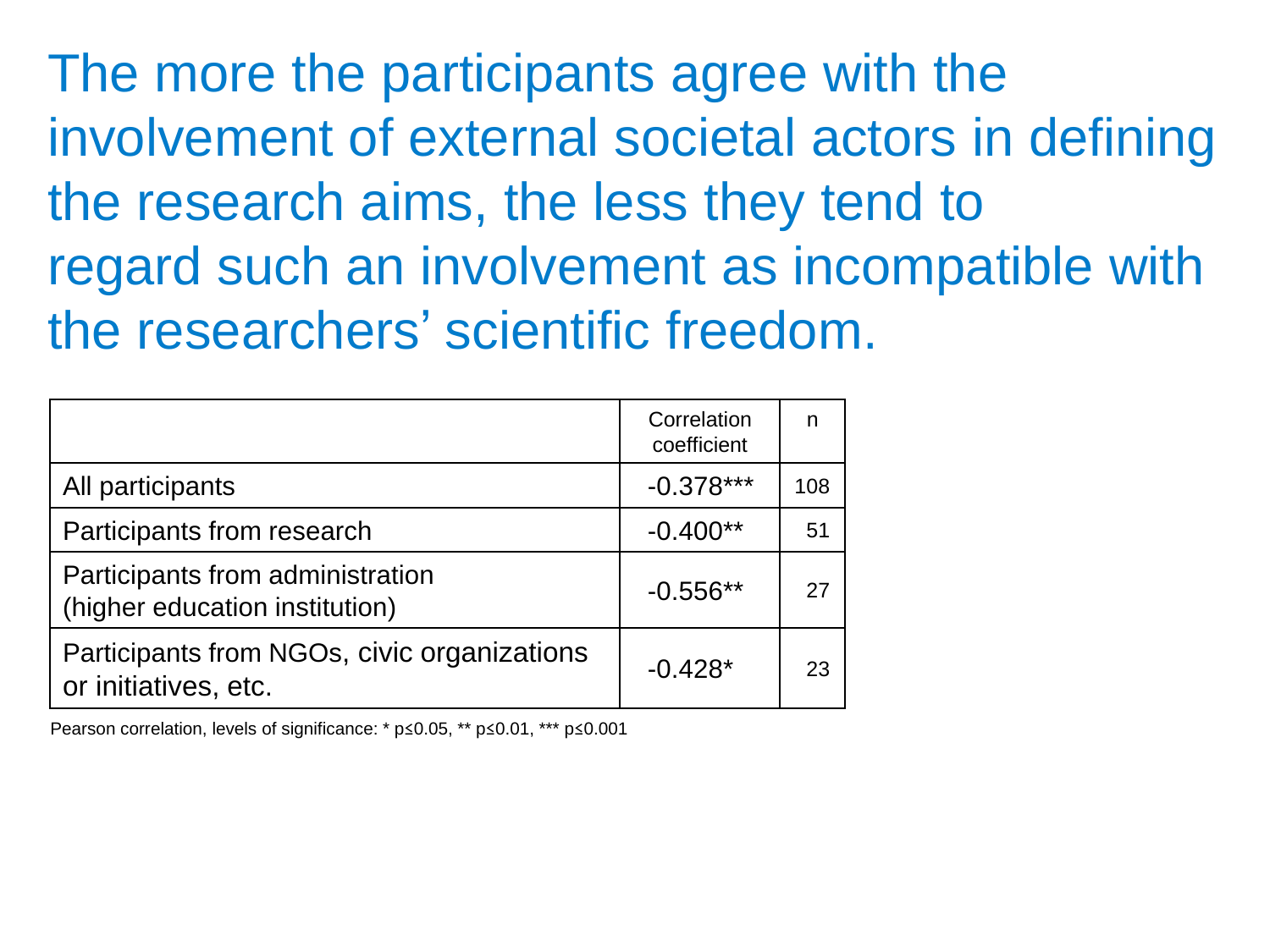# The more the participants agree with the involvement of external societal actors in defining the research aims, the less they tend to regard such an involvement as incompatible with the researchers' scientific freedom.

| | Correlation coefficient | n |
|---|---|---|
| All participants | -0.378*** | 108 |
| Participants from research | -0.400** | 51 |
| Participants from administration (higher education institution) | -0.556** | 27 |
| Participants from NGOs, civic organizations or initiatives, etc. | -0.428* | 23 |

Pearson correlation, levels of significance: * $p \leq 0.05$, ** $p \leq 0.01$, *** $p \leq 0.001$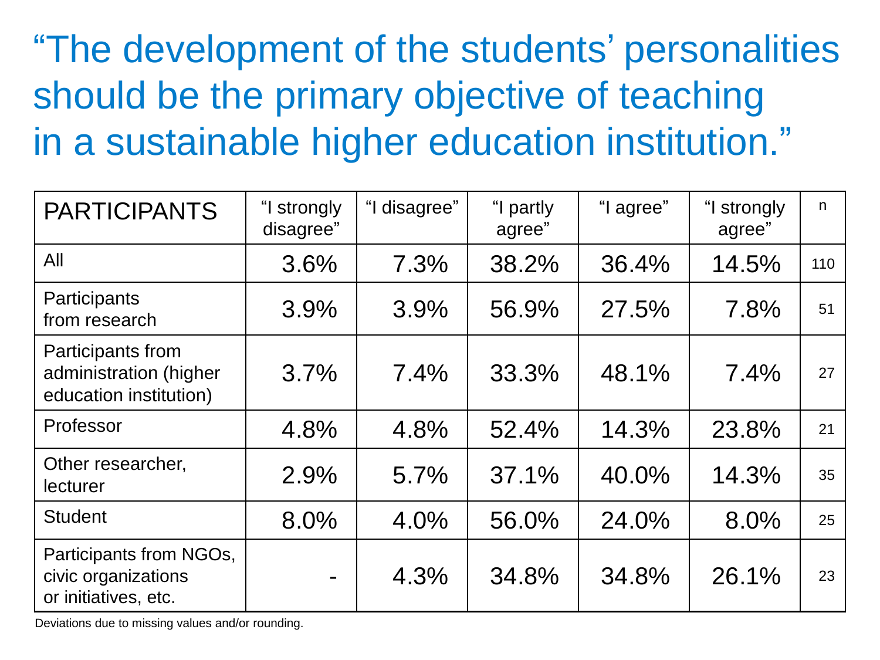# "The development of the students' personalities should be the primary objective of teaching in a sustainable higher education institution."

| PARTICIPANTS | "I strongly disagree" | "I disagree" | "I partly agree" | "I agree" | "I strongly agree" | n |
|---|---|---|---|---|---|---|
| All | 3.6% | 7.3% | 38.2% | 36.4% | 14.5% | 110 |
| Participants from research | 3.9% | 3.9% | 56.9% | 27.5% | 7.8% | 51 |
| Participants from administration (higher education institution) | 3.7% | 7.4% | 33.3% | 48.1% | 7.4% | 27 |
| Professor | 4.8% | 4.8% | 52.4% | 14.3% | 23.8% | 21 |
| Other researcher, lecturer | 2.9% | 5.7% | 37.1% | 40.0% | 14.3% | 35 |
| Student | 8.0% | 4.0% | 56.0% | 24.0% | 8.0% | 25 |
| Participants from NGOs, civic organizations or initiatives, etc. | - | 4.3% | 34.8% | 34.8% | 26.1% | 23 |

Deviations due to missing values and/or rounding.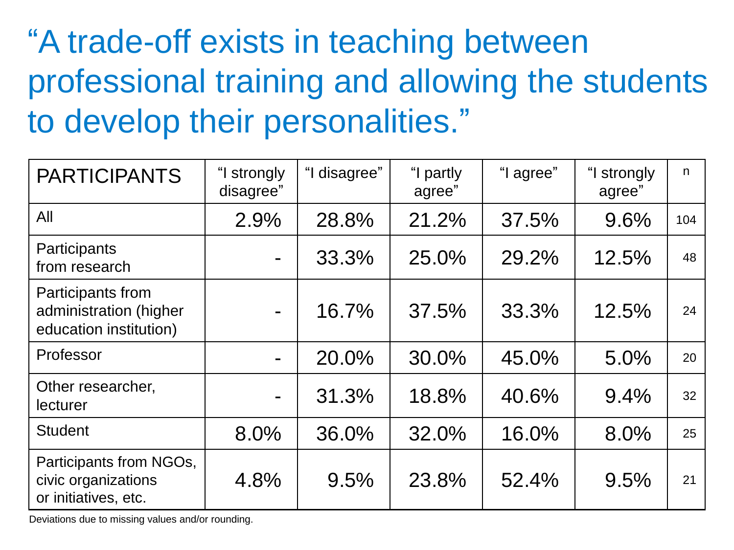# “A trade-off exists in teaching between professional training and allowing the students to develop their personalities.”

| PARTICIPANTS | “I strongly disagree” | “I disagree” | “I partly agree” | “I agree” | “I strongly agree” | n |
|---|---|---|---|---|---|---|
| All | 2.9% | 28.8% | 21.2% | 37.5% | 9.6% | 104 |
| Participants from research | - | 33.3% | 25.0% | 29.2% | 12.5% | 48 |
| Participants from administration (higher education institution) | - | 16.7% | 37.5% | 33.3% | 12.5% | 24 |
| Professor | - | 20.0% | 30.0% | 45.0% | 5.0% | 20 |
| Other researcher, lecturer | - | 31.3% | 18.8% | 40.6% | 9.4% | 32 |
| Student | 8.0% | 36.0% | 32.0% | 16.0% | 8.0% | 25 |
| Participants from NGOs, civic organizations or initiatives, etc. | 4.8% | 9.5% | 23.8% | 52.4% | 9.5% | 21 |

Deviations due to missing values and/or rounding.